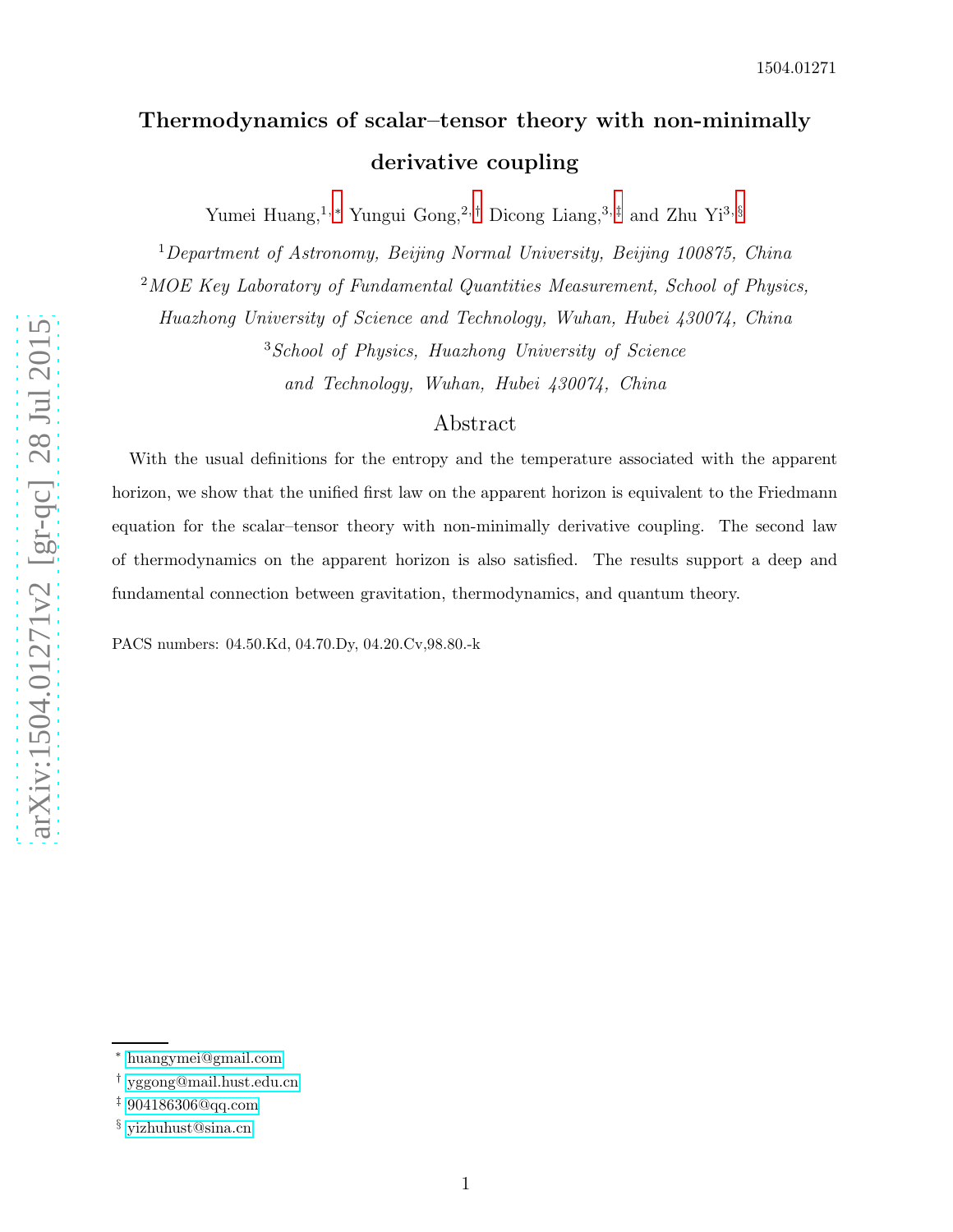1504.01271

# Thermodynamics of scalar–tensor theory with non-minimally derivative coupling

Yumei Huang,[1,*] Yungui Gong,[2,†] Dicong Liang,[3,‡] and Zhu Yi[3,§]

[1] *Department of Astronomy, Beijing Normal University, Beijing 100875, China*

[2] *MOE Key Laboratory of Fundamental Quantities Measurement, School of Physics, Huazhong University of Science and Technology, Wuhan, Hubei 430074, China*

[3] *School of Physics, Huazhong University of Science and Technology, Wuhan, Hubei 430074, China*

## Abstract

With the usual definitions for the entropy and the temperature associated with the apparent horizon, we show that the unified first law on the apparent horizon is equivalent to the Friedmann equation for the scalar–tensor theory with non-minimally derivative coupling. The second law of thermodynamics on the apparent horizon is also satisfied. The results support a deep and fundamental connection between gravitation, thermodynamics, and quantum theory.

PACS numbers: 04.50.Kd, 04.70.Dy, 04.20.Cv,98.80.-k

---

[*] huangymei@gmail.com

[†] yggong@mail.hust.edu.cn

[‡] 904186306@qq.com

[§] yizhuhust@sina.cn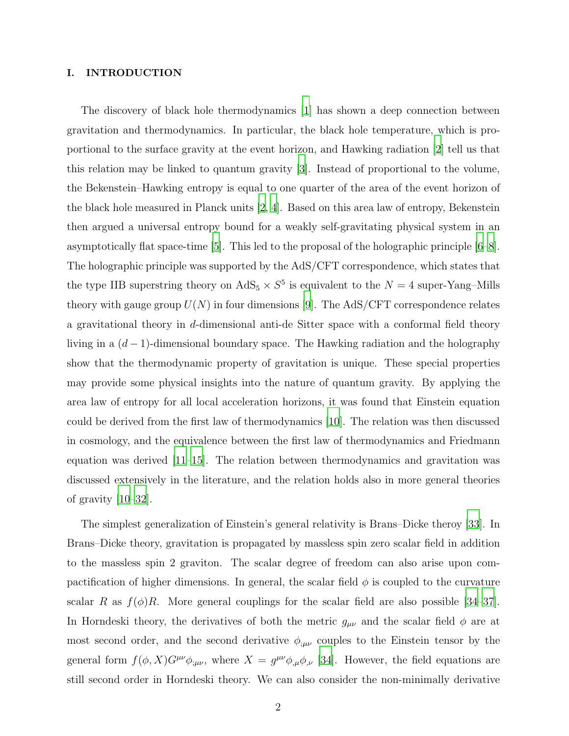## I. INTRODUCTION

The discovery of black hole thermodynamics [1] has shown a deep connection between gravitation and thermodynamics. In particular, the black hole temperature, which is proportional to the surface gravity at the event horizon, and Hawking radiation [2] tell us that this relation may be linked to quantum gravity [3]. Instead of proportional to the volume, the Bekenstein–Hawking entropy is equal to one quarter of the area of the event horizon of the black hole measured in Planck units [2, 4]. Based on this area law of entropy, Bekenstein then argued a universal entropy bound for a weakly self-gravitating physical system in an asymptotically flat space-time [5]. This led to the proposal of the holographic principle [6–8]. The holographic principle was supported by the AdS/CFT correspondence, which states that the type IIB superstring theory on $\mathrm{AdS}_5 \times S^5$ is equivalent to the $N = 4$ super-Yang–Mills theory with gauge group $U(N)$ in four dimensions [9]. The AdS/CFT correspondence relates a gravitational theory in $d$-dimensional anti-de Sitter space with a conformal field theory living in a $(d-1)$-dimensional boundary space. The Hawking radiation and the holography show that the thermodynamic property of gravitation is unique. These special properties may provide some physical insights into the nature of quantum gravity. By applying the area law of entropy for all local acceleration horizons, it was found that Einstein equation could be derived from the first law of thermodynamics [10]. The relation was then discussed in cosmology, and the equivalence between the first law of thermodynamics and Friedmann equation was derived [11–15]. The relation between thermodynamics and gravitation was discussed extensively in the literature, and the relation holds also in more general theories of gravity [10–32].

The simplest generalization of Einstein's general relativity is Brans–Dicke theroy [33]. In Brans–Dicke theory, gravitation is propagated by massless spin zero scalar field in addition to the massless spin 2 graviton. The scalar degree of freedom can also arise upon compactification of higher dimensions. In general, the scalar field $\phi$ is coupled to the curvature scalar $R$ as $f(\phi)R$. More general couplings for the scalar field are also possible [34–37]. In Horndeski theory, the derivatives of both the metric $g_{\mu\nu}$ and the scalar field $\phi$ are at most second order, and the second derivative $\phi_{;\mu\nu}$ couples to the Einstein tensor by the general form $f(\phi, X)G^{\mu\nu}\phi_{;\mu\nu}$, where $X = g^{\mu\nu}\phi_{,\mu}\phi_{,\nu}$ [34]. However, the field equations are still second order in Horndeski theory. We can also consider the non-minimally derivative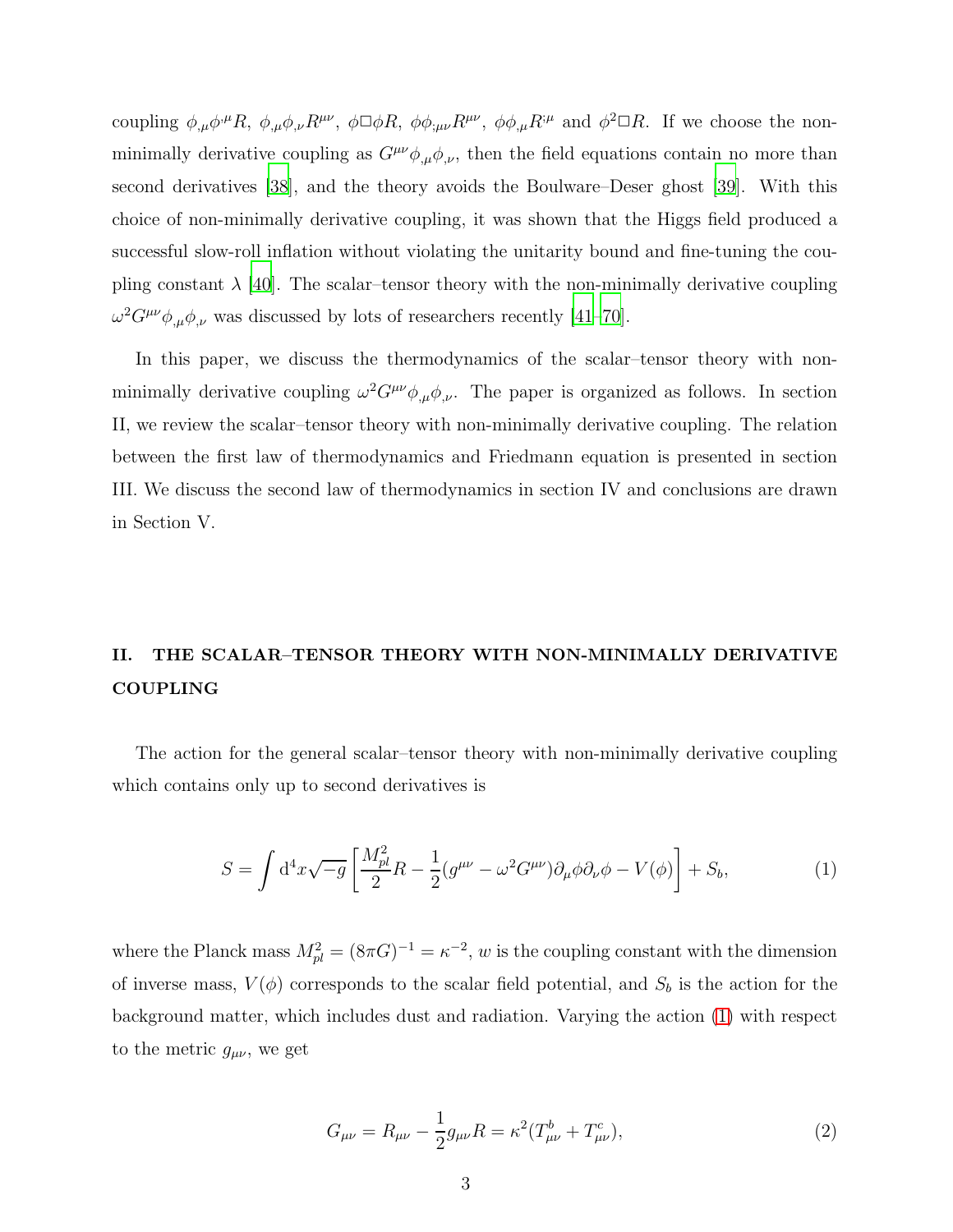coupling $\phi_{,\mu}\phi^{,\mu}R$, $\phi_{,\mu}\phi_{,\nu}R^{\mu\nu}$, $\phi\Box\phi R$, $\phi\phi_{;\mu\nu}R^{\mu\nu}$, $\phi\phi_{,\mu}R^{;\mu}$ and $\phi^2\Box R$. If we choose the non-minimally derivative coupling as $G^{\mu\nu}\phi_{,\mu}\phi_{,\nu}$, then the field equations contain no more than second derivatives [38], and the theory avoids the Boulware–Deser ghost [39]. With this choice of non-minimally derivative coupling, it was shown that the Higgs field produced a successful slow-roll inflation without violating the unitarity bound and fine-tuning the coupling constant $\lambda$ [40]. The scalar–tensor theory with the non-minimally derivative coupling $\omega^2 G^{\mu\nu}\phi_{,\mu}\phi_{,\nu}$ was discussed by lots of researchers recently [41–70].

In this paper, we discuss the thermodynamics of the scalar–tensor theory with non-minimally derivative coupling $\omega^2 G^{\mu\nu}\phi_{,\mu}\phi_{,\nu}$. The paper is organized as follows. In section II, we review the scalar–tensor theory with non-minimally derivative coupling. The relation between the first law of thermodynamics and Friedmann equation is presented in section III. We discuss the second law of thermodynamics in section IV and conclusions are drawn in Section V.

## II. THE SCALAR–TENSOR THEORY WITH NON-MINIMALLY DERIVATIVE COUPLING

The action for the general scalar–tensor theory with non-minimally derivative coupling which contains only up to second derivatives is

$$S = \int \mathrm{d}^4x\sqrt{-g}\left[\frac{M_{pl}^2}{2}R - \frac{1}{2}(g^{\mu\nu} - \omega^2 G^{\mu\nu})\partial_\mu\phi\partial_\nu\phi - V(\phi)\right] + S_b, \tag{1}$$

where the Planck mass $M_{pl}^2 = (8\pi G)^{-1} = \kappa^{-2}$, $w$ is the coupling constant with the dimension of inverse mass, $V(\phi)$ corresponds to the scalar field potential, and $S_b$ is the action for the background matter, which includes dust and radiation. Varying the action (1) with respect to the metric $g_{\mu\nu}$, we get

$$G_{\mu\nu} = R_{\mu\nu} - \frac{1}{2}g_{\mu\nu}R = \kappa^2(T^b_{\mu\nu} + T^c_{\mu\nu}), \tag{2}$$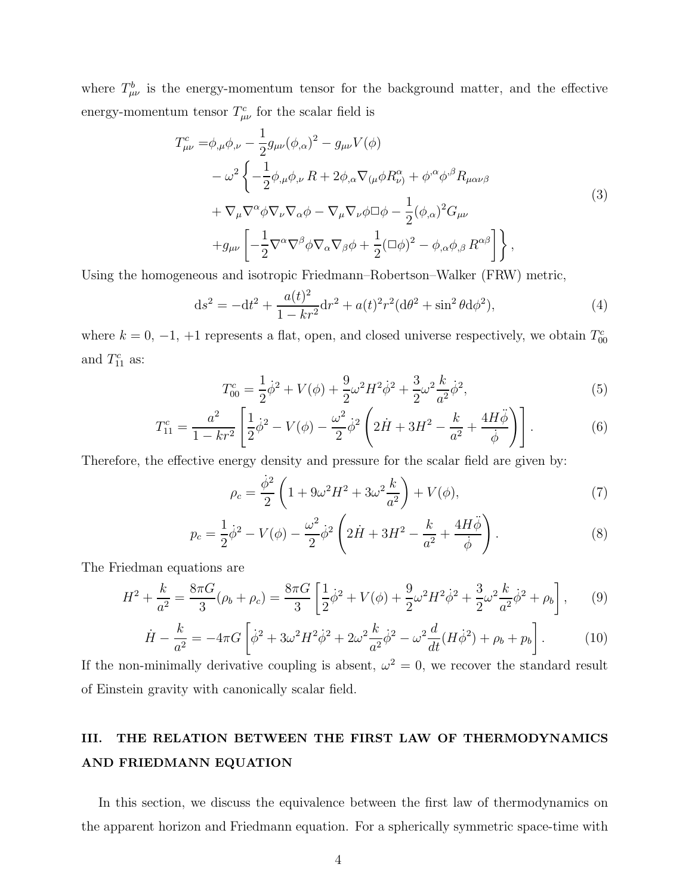where $T^b_{\mu\nu}$ is the energy-momentum tensor for the background matter, and the effective energy-momentum tensor $T^c_{\mu\nu}$ for the scalar field is

$$
\begin{aligned}
T^c_{\mu\nu} =& \phi_{,\mu}\phi_{,\nu} - \frac{1}{2}g_{\mu\nu}(\phi_{,\alpha})^2 - g_{\mu\nu}V(\phi) \\
& - \omega^2 \left\{ -\frac{1}{2}\phi_{,\mu}\phi_{,\nu}\, R + 2\phi_{,\alpha}\nabla_{(\mu}\phi R^{\alpha}_{\nu)} + \phi^{,\alpha}\phi^{,\beta}R_{\mu\alpha\nu\beta} \right. \\
& + \nabla_\mu\nabla^\alpha\phi\nabla_\nu\nabla_\alpha\phi - \nabla_\mu\nabla_\nu\phi\Box\phi - \frac{1}{2}(\phi_{,\alpha})^2 G_{\mu\nu} \\
& \left. + g_{\mu\nu}\left[ -\frac{1}{2}\nabla^\alpha\nabla^\beta\phi\nabla_\alpha\nabla_\beta\phi + \frac{1}{2}(\Box\phi)^2 - \phi_{,\alpha}\phi_{,\beta}\, R^{\alpha\beta} \right] \right\},
\end{aligned}
\tag{3}
$$

Using the homogeneous and isotropic Friedmann–Robertson–Walker (FRW) metric,

$$
\mathrm{d}s^2 = -\mathrm{d}t^2 + \frac{a(t)^2}{1-kr^2}\mathrm{d}r^2 + a(t)^2 r^2(\mathrm{d}\theta^2 + \sin^2\theta \mathrm{d}\phi^2), \tag{4}
$$

where $k = 0, -1, +1$ represents a flat, open, and closed universe respectively, we obtain $T^c_{00}$ and $T^c_{11}$ as:

$$
T^c_{00} = \frac{1}{2}\dot{\phi}^2 + V(\phi) + \frac{9}{2}\omega^2 H^2\dot{\phi}^2 + \frac{3}{2}\omega^2\frac{k}{a^2}\dot{\phi}^2, \tag{5}
$$

$$
T^c_{11} = \frac{a^2}{1-kr^2}\left[\frac{1}{2}\dot{\phi}^2 - V(\phi) - \frac{\omega^2}{2}\dot{\phi}^2\left(2\dot{H} + 3H^2 - \frac{k}{a^2} + \frac{4H\ddot{\phi}}{\dot{\phi}}\right)\right]. \tag{6}
$$

Therefore, the effective energy density and pressure for the scalar field are given by:

$$
\rho_c = \frac{\dot{\phi}^2}{2}\left(1 + 9\omega^2 H^2 + 3\omega^2\frac{k}{a^2}\right) + V(\phi), \tag{7}
$$

$$
p_c = \frac{1}{2}\dot{\phi}^2 - V(\phi) - \frac{\omega^2}{2}\dot{\phi}^2\left(2\dot{H} + 3H^2 - \frac{k}{a^2} + \frac{4H\ddot{\phi}}{\dot{\phi}}\right). \tag{8}
$$

The Friedman equations are

$$
H^2 + \frac{k}{a^2} = \frac{8\pi G}{3}(\rho_b + \rho_c) = \frac{8\pi G}{3}\left[\frac{1}{2}\dot{\phi}^2 + V(\phi) + \frac{9}{2}\omega^2 H^2\dot{\phi}^2 + \frac{3}{2}\omega^2\frac{k}{a^2}\dot{\phi}^2 + \rho_b\right], \tag{9}
$$

$$
\dot{H} - \frac{k}{a^2} = -4\pi G\left[\dot{\phi}^2 + 3\omega^2 H^2\dot{\phi}^2 + 2\omega^2\frac{k}{a^2}\dot{\phi}^2 - \omega^2\frac{d}{dt}(H\dot{\phi}^2) + \rho_b + p_b\right]. \tag{10}
$$

If the non-minimally derivative coupling is absent, $\omega^2 = 0$, we recover the standard result of Einstein gravity with canonically scalar field.

## III. THE RELATION BETWEEN THE FIRST LAW OF THERMODYNAMICS AND FRIEDMANN EQUATION

In this section, we discuss the equivalence between the first law of thermodynamics on the apparent horizon and Friedmann equation. For a spherically symmetric space-time with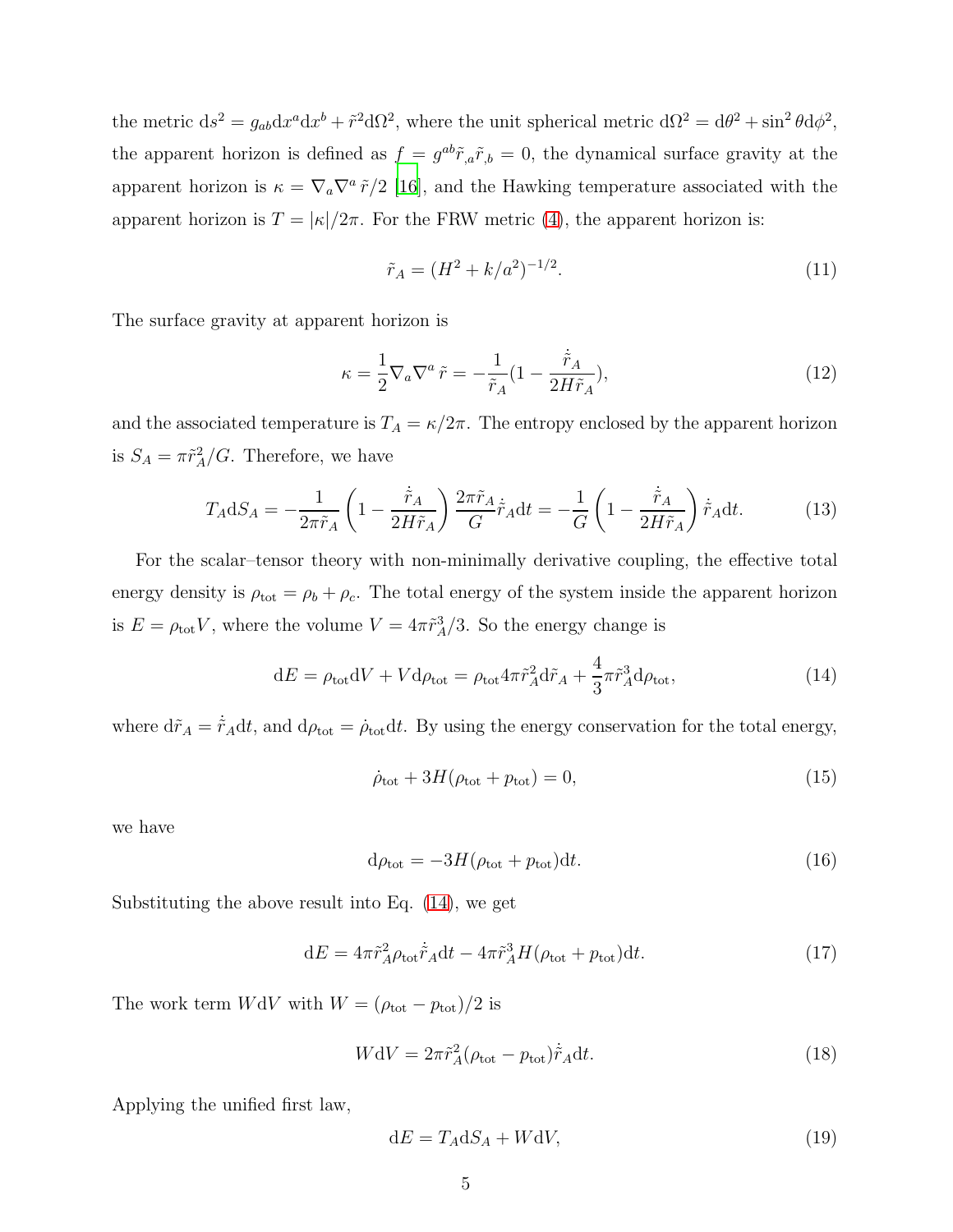the metric $\mathrm{d}s^2 = g_{ab}\mathrm{d}x^a\mathrm{d}x^b + \tilde{r}^2\mathrm{d}\Omega^2$, where the unit spherical metric $\mathrm{d}\Omega^2 = \mathrm{d}\theta^2 + \sin^2\theta\mathrm{d}\phi^2$, the apparent horizon is defined as $f = g^{ab}\tilde{r}_{,a}\tilde{r}_{,b} = 0$, the dynamical surface gravity at the apparent horizon is $\kappa = \nabla_a\nabla^a\,\tilde{r}/2$ [16], and the Hawking temperature associated with the apparent horizon is $T = |\kappa|/2\pi$. For the FRW metric (4), the apparent horizon is:

$$\tilde{r}_A = (H^2 + k/a^2)^{-1/2}. \tag{11}$$

The surface gravity at apparent horizon is

$$\kappa = \frac{1}{2}\nabla_a\nabla^a\,\tilde{r} = -\frac{1}{\tilde{r}_A}\left(1 - \frac{\dot{\tilde{r}}_A}{2H\tilde{r}_A}\right), \tag{12}$$

and the associated temperature is $T_A = \kappa/2\pi$. The entropy enclosed by the apparent horizon is $S_A = \pi\tilde{r}_A^2/G$. Therefore, we have

$$T_A\mathrm{d}S_A = -\frac{1}{2\pi\tilde{r}_A}\left(1 - \frac{\dot{\tilde{r}}_A}{2H\tilde{r}_A}\right)\frac{2\pi\tilde{r}_A}{G}\dot{\tilde{r}}_A\mathrm{d}t = -\frac{1}{G}\left(1 - \frac{\dot{\tilde{r}}_A}{2H\tilde{r}_A}\right)\dot{\tilde{r}}_A\mathrm{d}t. \tag{13}$$

For the scalar–tensor theory with non-minimally derivative coupling, the effective total energy density is $\rho_{\rm tot} = \rho_b + \rho_c$. The total energy of the system inside the apparent horizon is $E = \rho_{\rm tot}V$, where the volume $V = 4\pi\tilde{r}_A^3/3$. So the energy change is

$$\mathrm{d}E = \rho_{\rm tot}\mathrm{d}V + V\mathrm{d}\rho_{\rm tot} = \rho_{\rm tot}4\pi\tilde{r}_A^2\mathrm{d}\tilde{r}_A + \frac{4}{3}\pi\tilde{r}_A^3\mathrm{d}\rho_{\rm tot}, \tag{14}$$

where $\mathrm{d}\tilde{r}_A = \dot{\tilde{r}}_A\mathrm{d}t$, and $\mathrm{d}\rho_{\rm tot} = \dot{\rho}_{\rm tot}\mathrm{d}t$. By using the energy conservation for the total energy,

$$\dot{\rho}_{\rm tot} + 3H(\rho_{\rm tot} + p_{\rm tot}) = 0, \tag{15}$$

we have

$$\mathrm{d}\rho_{\rm tot} = -3H(\rho_{\rm tot} + p_{\rm tot})\mathrm{d}t. \tag{16}$$

Substituting the above result into Eq. (14), we get

$$\mathrm{d}E = 4\pi\tilde{r}_A^2\rho_{\rm tot}\dot{\tilde{r}}_A\mathrm{d}t - 4\pi\tilde{r}_A^3H(\rho_{\rm tot} + p_{\rm tot})\mathrm{d}t. \tag{17}$$

The work term $W\mathrm{d}V$ with $W = (\rho_{\rm tot} - p_{\rm tot})/2$ is

$$W\mathrm{d}V = 2\pi\tilde{r}_A^2(\rho_{\rm tot} - p_{\rm tot})\dot{\tilde{r}}_A\mathrm{d}t. \tag{18}$$

Applying the unified first law,

$$\mathrm{d}E = T_A\mathrm{d}S_A + W\mathrm{d}V, \tag{19}$$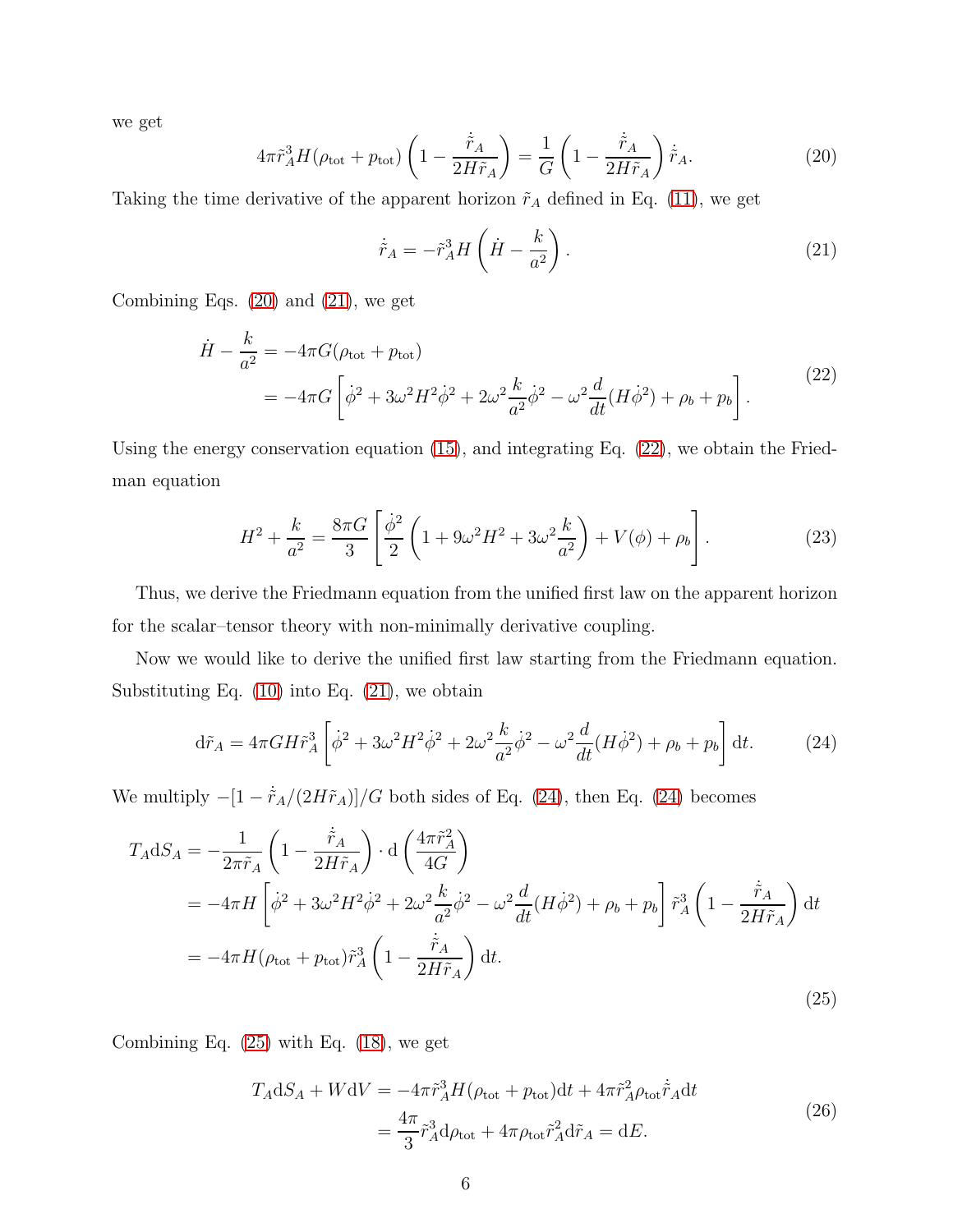we get

$$4\pi\tilde{r}_A^3 H(\rho_{\rm tot}+p_{\rm tot})\left(1-\frac{\dot{\tilde{r}}_A}{2H\tilde{r}_A}\right)=\frac{1}{G}\left(1-\frac{\dot{\tilde{r}}_A}{2H\tilde{r}_A}\right)\dot{\tilde{r}}_A. \tag{20}$$

Taking the time derivative of the apparent horizon $\tilde{r}_A$ defined in Eq. (11), we get

$$\dot{\tilde{r}}_A=-\tilde{r}_A^3 H\left(\dot{H}-\frac{k}{a^2}\right). \tag{21}$$

Combining Eqs. (20) and (21), we get

$$\begin{aligned}\dot{H}-\frac{k}{a^2}&=-4\pi G(\rho_{\rm tot}+p_{\rm tot})\\&=-4\pi G\left[\dot{\phi}^2+3\omega^2H^2\dot{\phi}^2+2\omega^2\frac{k}{a^2}\dot{\phi}^2-\omega^2\frac{d}{dt}(H\dot{\phi}^2)+\rho_b+p_b\right].\end{aligned} \tag{22}$$

Using the energy conservation equation (15), and integrating Eq. (22), we obtain the Friedman equation

$$H^2+\frac{k}{a^2}=\frac{8\pi G}{3}\left[\frac{\dot{\phi}^2}{2}\left(1+9\omega^2H^2+3\omega^2\frac{k}{a^2}\right)+V(\phi)+\rho_b\right]. \tag{23}$$

Thus, we derive the Friedmann equation from the unified first law on the apparent horizon for the scalar–tensor theory with non-minimally derivative coupling.

Now we would like to derive the unified first law starting from the Friedmann equation. Substituting Eq. (10) into Eq. (21), we obtain

$$\mathrm{d}\tilde{r}_A=4\pi GH\tilde{r}_A^3\left[\dot{\phi}^2+3\omega^2H^2\dot{\phi}^2+2\omega^2\frac{k}{a^2}\dot{\phi}^2-\omega^2\frac{d}{dt}(H\dot{\phi}^2)+\rho_b+p_b\right]\mathrm{d}t. \tag{24}$$

We multiply $-[1-\dot{\tilde{r}}_A/(2H\tilde{r}_A)]/G$ both sides of Eq. (24), then Eq. (24) becomes

$$\begin{aligned}T_A\mathrm{d}S_A&=-\frac{1}{2\pi\tilde{r}_A}\left(1-\frac{\dot{\tilde{r}}_A}{2H\tilde{r}_A}\right)\cdot\mathrm{d}\left(\frac{4\pi\tilde{r}_A^2}{4G}\right)\\&=-4\pi H\left[\dot{\phi}^2+3\omega^2H^2\dot{\phi}^2+2\omega^2\frac{k}{a^2}\dot{\phi}^2-\omega^2\frac{d}{dt}(H\dot{\phi}^2)+\rho_b+p_b\right]\tilde{r}_A^3\left(1-\frac{\dot{\tilde{r}}_A}{2H\tilde{r}_A}\right)\mathrm{d}t\\&=-4\pi H(\rho_{\rm tot}+p_{\rm tot})\tilde{r}_A^3\left(1-\frac{\dot{\tilde{r}}_A}{2H\tilde{r}_A}\right)\mathrm{d}t.\end{aligned} \tag{25}$$

Combining Eq. (25) with Eq. (18), we get

$$\begin{aligned}T_A\mathrm{d}S_A+W\mathrm{d}V&=-4\pi\tilde{r}_A^3H(\rho_{\rm tot}+p_{\rm tot})\mathrm{d}t+4\pi\tilde{r}_A^2\rho_{\rm tot}\dot{\tilde{r}}_A\mathrm{d}t\\&=\frac{4\pi}{3}\tilde{r}_A^3\mathrm{d}\rho_{\rm tot}+4\pi\rho_{\rm tot}\tilde{r}_A^2\mathrm{d}\tilde{r}_A=\mathrm{d}E.\end{aligned} \tag{26}$$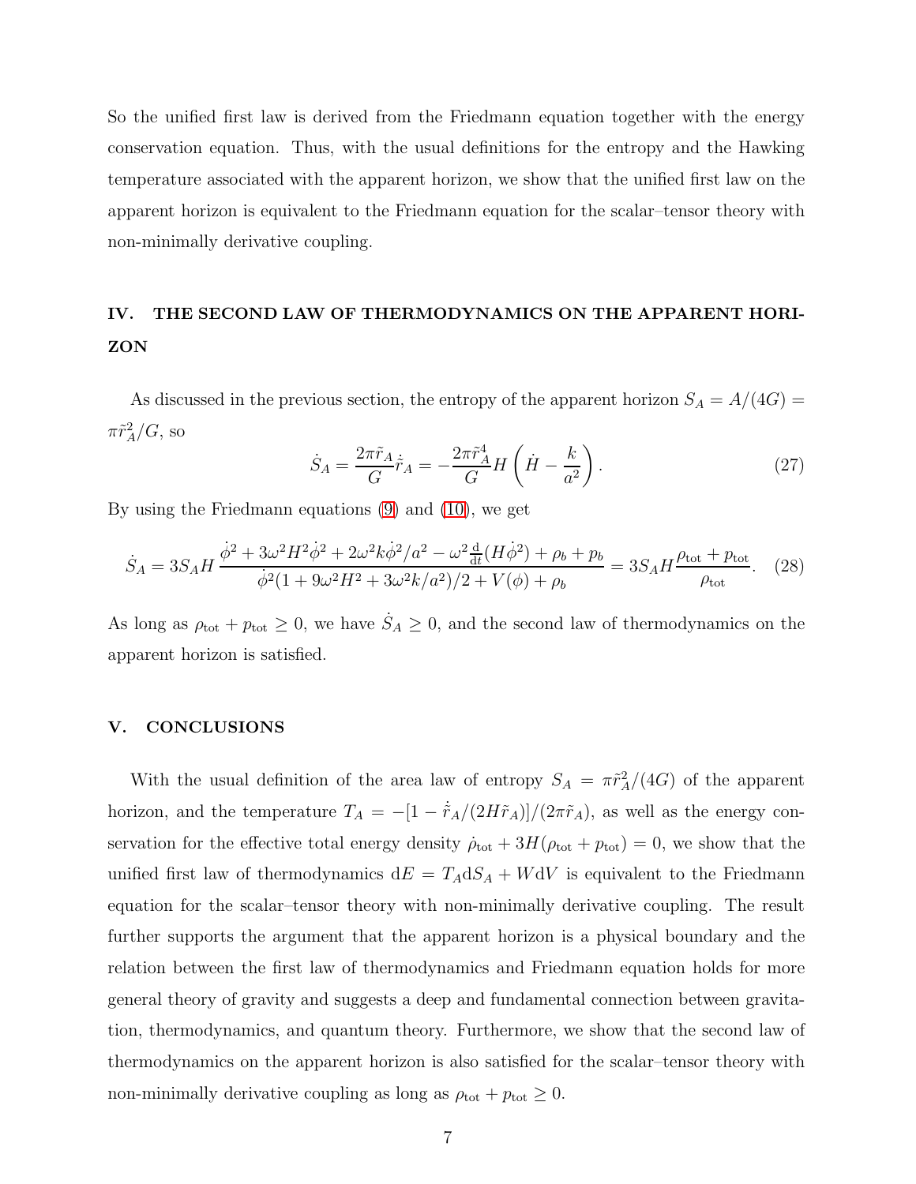So the unified first law is derived from the Friedmann equation together with the energy conservation equation. Thus, with the usual definitions for the entropy and the Hawking temperature associated with the apparent horizon, we show that the unified first law on the apparent horizon is equivalent to the Friedmann equation for the scalar–tensor theory with non-minimally derivative coupling.

## IV. THE SECOND LAW OF THERMODYNAMICS ON THE APPARENT HORIZON

As discussed in the previous section, the entropy of the apparent horizon $S_A = A/(4G) = \pi\tilde{r}_A^2/G$, so

$$\dot{S}_A = \frac{2\pi\tilde{r}_A}{G}\dot{\tilde{r}}_A = -\frac{2\pi\tilde{r}_A^4}{G}H\left(\dot{H} - \frac{k}{a^2}\right). \tag{27}$$

By using the Friedmann equations (9) and (10), we get

$$\dot{S}_A = 3S_A H \frac{\dot{\phi}^2 + 3\omega^2 H^2\dot{\phi}^2 + 2\omega^2 k\dot{\phi}^2/a^2 - \omega^2\frac{\mathrm{d}}{\mathrm{d}t}(H\dot{\phi}^2) + \rho_b + p_b}{\dot{\phi}^2(1 + 9\omega^2 H^2 + 3\omega^2 k/a^2)/2 + V(\phi) + \rho_b} = 3S_A H\frac{\rho_{\text{tot}} + p_{\text{tot}}}{\rho_{\text{tot}}}. \tag{28}$$

As long as $\rho_{\text{tot}} + p_{\text{tot}} \geq 0$, we have $\dot{S}_A \geq 0$, and the second law of thermodynamics on the apparent horizon is satisfied.

## V. CONCLUSIONS

With the usual definition of the area law of entropy $S_A = \pi\tilde{r}_A^2/(4G)$ of the apparent horizon, and the temperature $T_A = -[1 - \dot{\tilde{r}}_A/(2H\tilde{r}_A)]/(2\pi\tilde{r}_A)$, as well as the energy conservation for the effective total energy density $\dot{\rho}_{\text{tot}} + 3H(\rho_{\text{tot}} + p_{\text{tot}}) = 0$, we show that the unified first law of thermodynamics $\mathrm{d}E = T_A\mathrm{d}S_A + W\mathrm{d}V$ is equivalent to the Friedmann equation for the scalar–tensor theory with non-minimally derivative coupling. The result further supports the argument that the apparent horizon is a physical boundary and the relation between the first law of thermodynamics and Friedmann equation holds for more general theory of gravity and suggests a deep and fundamental connection between gravitation, thermodynamics, and quantum theory. Furthermore, we show that the second law of thermodynamics on the apparent horizon is also satisfied for the scalar–tensor theory with non-minimally derivative coupling as long as $\rho_{\text{tot}} + p_{\text{tot}} \geq 0$.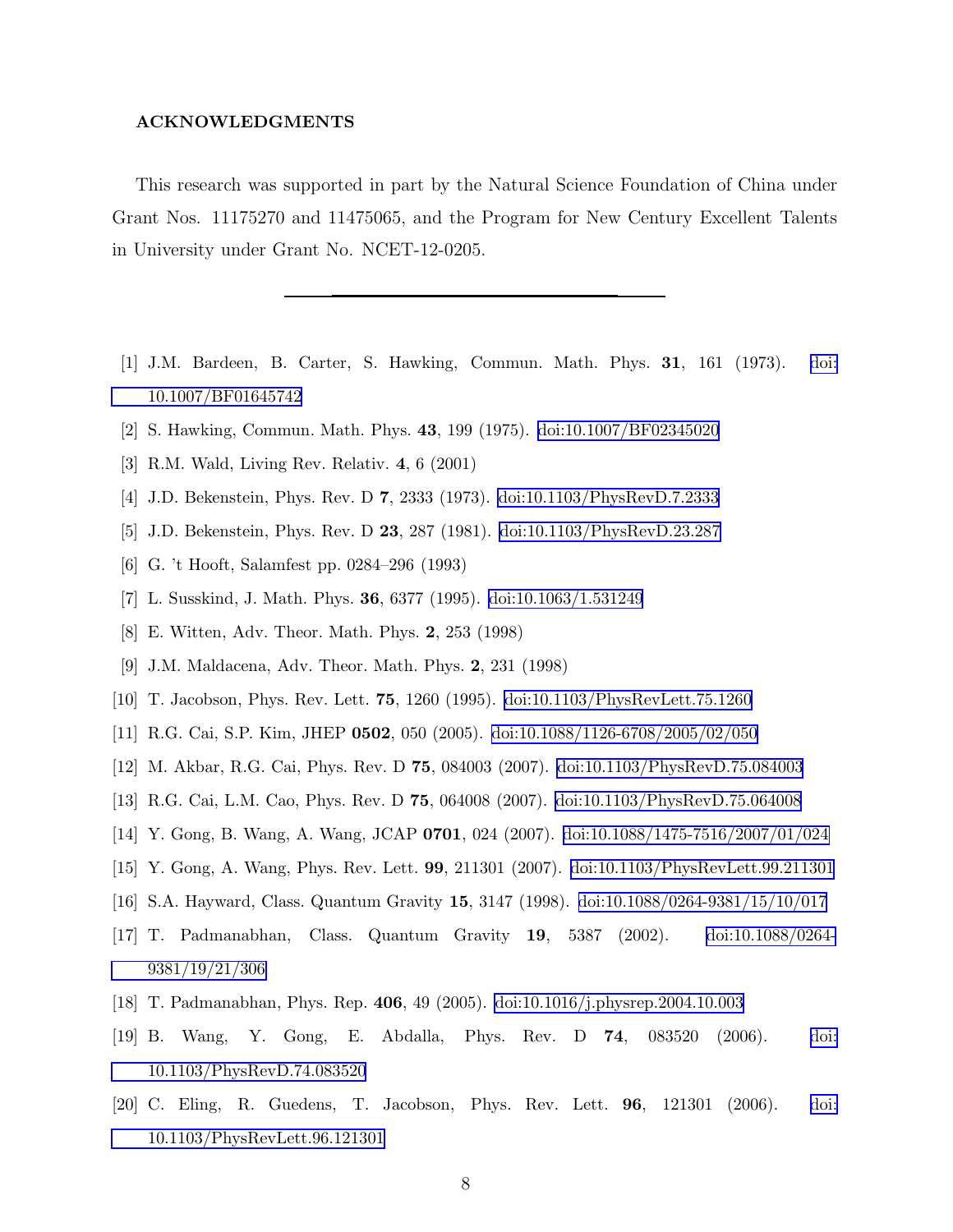## ACKNOWLEDGMENTS

This research was supported in part by the Natural Science Foundation of China under Grant Nos. 11175270 and 11475065, and the Program for New Century Excellent Talents in University under Grant No. NCET-12-0205.

---

[1] J.M. Bardeen, B. Carter, S. Hawking, Commun. Math. Phys. **31**, 161 (1973). doi:10.1007/BF01645742

[2] S. Hawking, Commun. Math. Phys. **43**, 199 (1975). doi:10.1007/BF02345020

[3] R.M. Wald, Living Rev. Relativ. **4**, 6 (2001)

[4] J.D. Bekenstein, Phys. Rev. D **7**, 2333 (1973). doi:10.1103/PhysRevD.7.2333

[5] J.D. Bekenstein, Phys. Rev. D **23**, 287 (1981). doi:10.1103/PhysRevD.23.287

[6] G. 't Hooft, Salamfest pp. 0284–296 (1993)

[7] L. Susskind, J. Math. Phys. **36**, 6377 (1995). doi:10.1063/1.531249

[8] E. Witten, Adv. Theor. Math. Phys. **2**, 253 (1998)

[9] J.M. Maldacena, Adv. Theor. Math. Phys. **2**, 231 (1998)

[10] T. Jacobson, Phys. Rev. Lett. **75**, 1260 (1995). doi:10.1103/PhysRevLett.75.1260

[11] R.G. Cai, S.P. Kim, JHEP **0502**, 050 (2005). doi:10.1088/1126-6708/2005/02/050

[12] M. Akbar, R.G. Cai, Phys. Rev. D **75**, 084003 (2007). doi:10.1103/PhysRevD.75.084003

[13] R.G. Cai, L.M. Cao, Phys. Rev. D **75**, 064008 (2007). doi:10.1103/PhysRevD.75.064008

[14] Y. Gong, B. Wang, A. Wang, JCAP **0701**, 024 (2007). doi:10.1088/1475-7516/2007/01/024

[15] Y. Gong, A. Wang, Phys. Rev. Lett. **99**, 211301 (2007). doi:10.1103/PhysRevLett.99.211301

[16] S.A. Hayward, Class. Quantum Gravity **15**, 3147 (1998). doi:10.1088/0264-9381/15/10/017

[17] T. Padmanabhan, Class. Quantum Gravity **19**, 5387 (2002). doi:10.1088/0264-9381/19/21/306

[18] T. Padmanabhan, Phys. Rep. **406**, 49 (2005). doi:10.1016/j.physrep.2004.10.003

[19] B. Wang, Y. Gong, E. Abdalla, Phys. Rev. D **74**, 083520 (2006). doi:10.1103/PhysRevD.74.083520

[20] C. Eling, R. Guedens, T. Jacobson, Phys. Rev. Lett. **96**, 121301 (2006). doi:10.1103/PhysRevLett.96.121301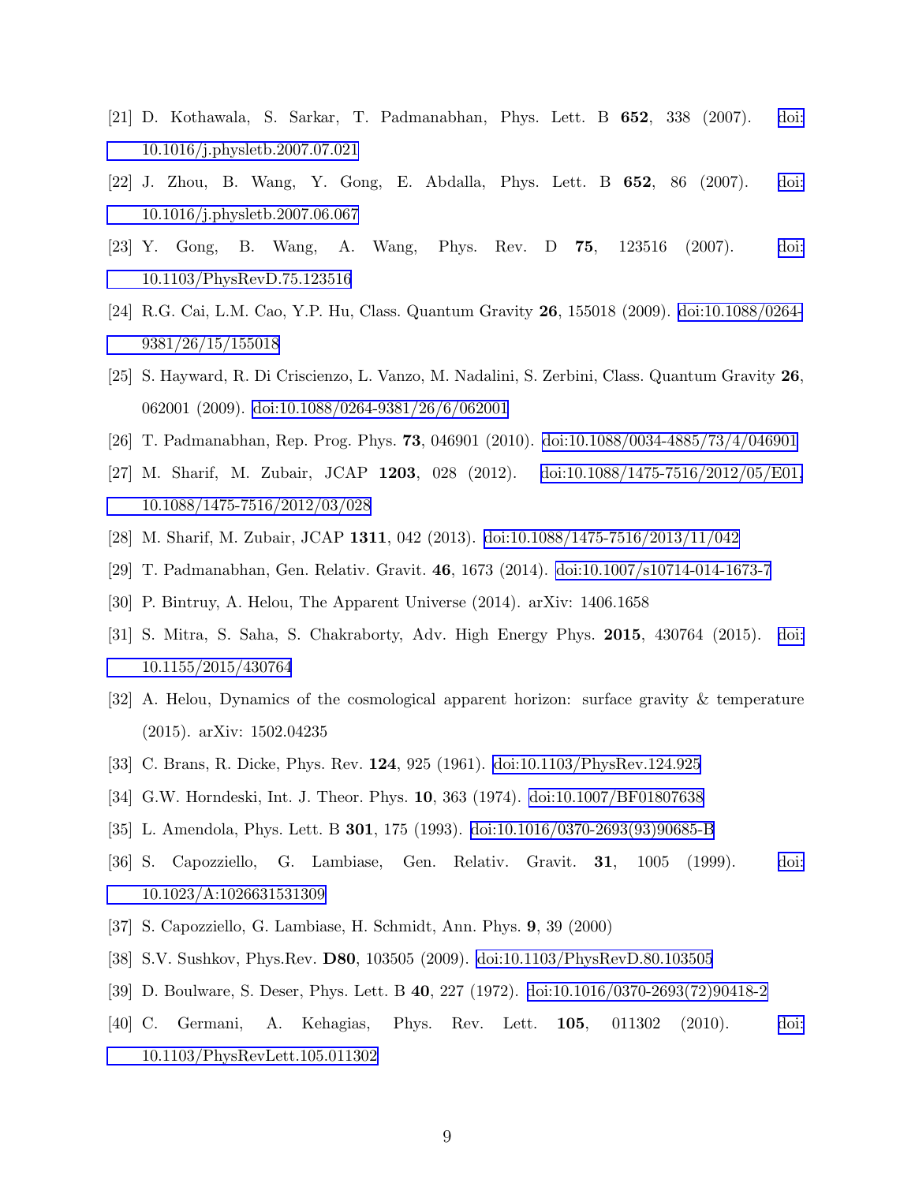[21] D. Kothawala, S. Sarkar, T. Padmanabhan, Phys. Lett. B **652**, 338 (2007). doi:10.1016/j.physletb.2007.07.021

[22] J. Zhou, B. Wang, Y. Gong, E. Abdalla, Phys. Lett. B **652**, 86 (2007). doi:10.1016/j.physletb.2007.06.067

[23] Y. Gong, B. Wang, A. Wang, Phys. Rev. D **75**, 123516 (2007). doi:10.1103/PhysRevD.75.123516

[24] R.G. Cai, L.M. Cao, Y.P. Hu, Class. Quantum Gravity **26**, 155018 (2009). doi:10.1088/0264-9381/26/15/155018

[25] S. Hayward, R. Di Criscienzo, L. Vanzo, M. Nadalini, S. Zerbini, Class. Quantum Gravity **26**, 062001 (2009). doi:10.1088/0264-9381/26/6/062001

[26] T. Padmanabhan, Rep. Prog. Phys. **73**, 046901 (2010). doi:10.1088/0034-4885/73/4/046901

[27] M. Sharif, M. Zubair, JCAP **1203**, 028 (2012). doi:10.1088/1475-7516/2012/05/E01, 10.1088/1475-7516/2012/03/028

[28] M. Sharif, M. Zubair, JCAP **1311**, 042 (2013). doi:10.1088/1475-7516/2013/11/042

[29] T. Padmanabhan, Gen. Relativ. Gravit. **46**, 1673 (2014). doi:10.1007/s10714-014-1673-7

[30] P. Bintruy, A. Helou, The Apparent Universe (2014). arXiv: 1406.1658

[31] S. Mitra, S. Saha, S. Chakraborty, Adv. High Energy Phys. **2015**, 430764 (2015). doi:10.1155/2015/430764

[32] A. Helou, Dynamics of the cosmological apparent horizon: surface gravity & temperature (2015). arXiv: 1502.04235

[33] C. Brans, R. Dicke, Phys. Rev. **124**, 925 (1961). doi:10.1103/PhysRev.124.925

[34] G.W. Horndeski, Int. J. Theor. Phys. **10**, 363 (1974). doi:10.1007/BF01807638

[35] L. Amendola, Phys. Lett. B **301**, 175 (1993). doi:10.1016/0370-2693(93)90685-B

[36] S. Capozziello, G. Lambiase, Gen. Relativ. Gravit. **31**, 1005 (1999). doi:10.1023/A:1026631531309

[37] S. Capozziello, G. Lambiase, H. Schmidt, Ann. Phys. **9**, 39 (2000)

[38] S.V. Sushkov, Phys.Rev. **D80**, 103505 (2009). doi:10.1103/PhysRevD.80.103505

[39] D. Boulware, S. Deser, Phys. Lett. B **40**, 227 (1972). doi:10.1016/0370-2693(72)90418-2

[40] C. Germani, A. Kehagias, Phys. Rev. Lett. **105**, 011302 (2010). doi:10.1103/PhysRevLett.105.011302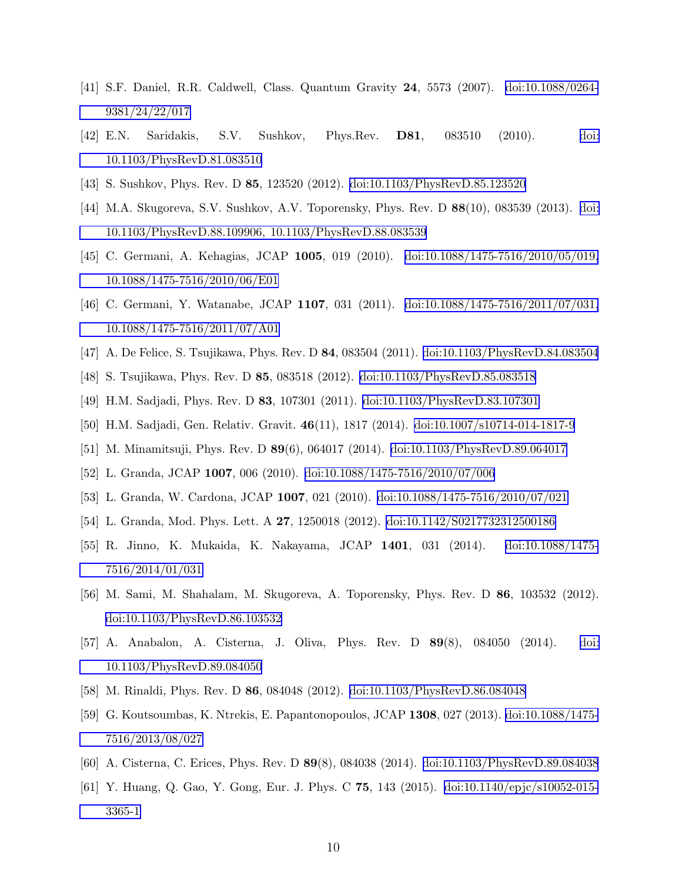[41] S.F. Daniel, R.R. Caldwell, Class. Quantum Gravity **24**, 5573 (2007). doi:10.1088/0264-9381/24/22/017

[42] E.N. Saridakis, S.V. Sushkov, Phys.Rev. **D81**, 083510 (2010). doi:10.1103/PhysRevD.81.083510

[43] S. Sushkov, Phys. Rev. D **85**, 123520 (2012). doi:10.1103/PhysRevD.85.123520

[44] M.A. Skugoreva, S.V. Sushkov, A.V. Toporensky, Phys. Rev. D **88**(10), 083539 (2013). doi:10.1103/PhysRevD.88.109906, 10.1103/PhysRevD.88.083539

[45] C. Germani, A. Kehagias, JCAP **1005**, 019 (2010). doi:10.1088/1475-7516/2010/05/019, 10.1088/1475-7516/2010/06/E01

[46] C. Germani, Y. Watanabe, JCAP **1107**, 031 (2011). doi:10.1088/1475-7516/2011/07/031, 10.1088/1475-7516/2011/07/A01

[47] A. De Felice, S. Tsujikawa, Phys. Rev. D **84**, 083504 (2011). doi:10.1103/PhysRevD.84.083504

[48] S. Tsujikawa, Phys. Rev. D **85**, 083518 (2012). doi:10.1103/PhysRevD.85.083518

[49] H.M. Sadjadi, Phys. Rev. D **83**, 107301 (2011). doi:10.1103/PhysRevD.83.107301

[50] H.M. Sadjadi, Gen. Relativ. Gravit. **46**(11), 1817 (2014). doi:10.1007/s10714-014-1817-9

[51] M. Minamitsuji, Phys. Rev. D **89**(6), 064017 (2014). doi:10.1103/PhysRevD.89.064017

[52] L. Granda, JCAP **1007**, 006 (2010). doi:10.1088/1475-7516/2010/07/006

[53] L. Granda, W. Cardona, JCAP **1007**, 021 (2010). doi:10.1088/1475-7516/2010/07/021

[54] L. Granda, Mod. Phys. Lett. A **27**, 1250018 (2012). doi:10.1142/S0217732312500186

[55] R. Jinno, K. Mukaida, K. Nakayama, JCAP **1401**, 031 (2014). doi:10.1088/1475-7516/2014/01/031

[56] M. Sami, M. Shahalam, M. Skugoreva, A. Toporensky, Phys. Rev. D **86**, 103532 (2012). doi:10.1103/PhysRevD.86.103532

[57] A. Anabalon, A. Cisterna, J. Oliva, Phys. Rev. D **89**(8), 084050 (2014). doi:10.1103/PhysRevD.89.084050

[58] M. Rinaldi, Phys. Rev. D **86**, 084048 (2012). doi:10.1103/PhysRevD.86.084048

[59] G. Koutsoumbas, K. Ntrekis, E. Papantonopoulos, JCAP **1308**, 027 (2013). doi:10.1088/1475-7516/2013/08/027

[60] A. Cisterna, C. Erices, Phys. Rev. D **89**(8), 084038 (2014). doi:10.1103/PhysRevD.89.084038

[61] Y. Huang, Q. Gao, Y. Gong, Eur. J. Phys. C **75**, 143 (2015). doi:10.1140/epjc/s10052-015-3365-1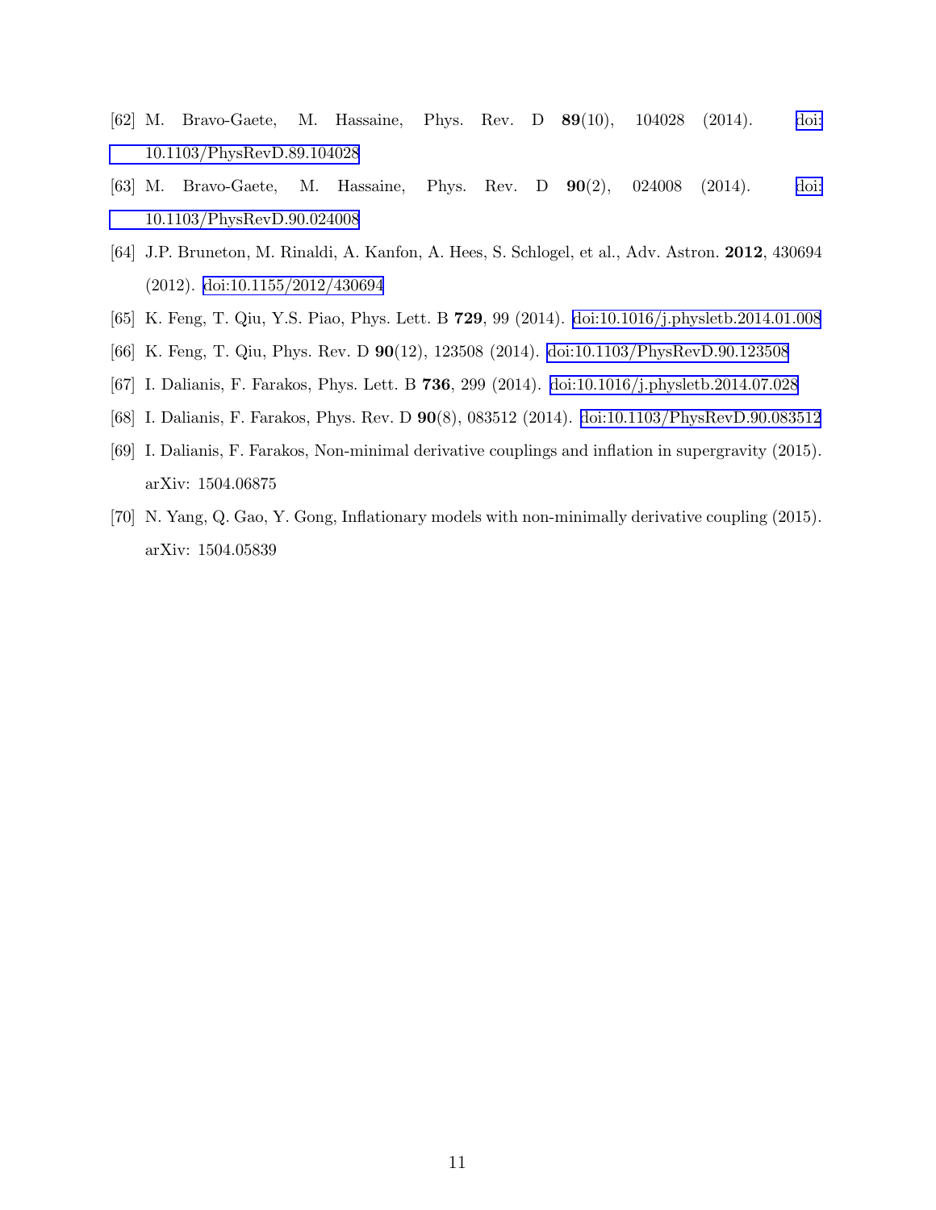[62] M. Bravo-Gaete, M. Hassaine, Phys. Rev. D **89**(10), 104028 (2014). doi:10.1103/PhysRevD.89.104028

[63] M. Bravo-Gaete, M. Hassaine, Phys. Rev. D **90**(2), 024008 (2014). doi:10.1103/PhysRevD.90.024008

[64] J.P. Bruneton, M. Rinaldi, A. Kanfon, A. Hees, S. Schlogel, et al., Adv. Astron. **2012**, 430694 (2012). doi:10.1155/2012/430694

[65] K. Feng, T. Qiu, Y.S. Piao, Phys. Lett. B **729**, 99 (2014). doi:10.1016/j.physletb.2014.01.008

[66] K. Feng, T. Qiu, Phys. Rev. D **90**(12), 123508 (2014). doi:10.1103/PhysRevD.90.123508

[67] I. Dalianis, F. Farakos, Phys. Lett. B **736**, 299 (2014). doi:10.1016/j.physletb.2014.07.028

[68] I. Dalianis, F. Farakos, Phys. Rev. D **90**(8), 083512 (2014). doi:10.1103/PhysRevD.90.083512

[69] I. Dalianis, F. Farakos, Non-minimal derivative couplings and inflation in supergravity (2015). arXiv: 1504.06875

[70] N. Yang, Q. Gao, Y. Gong, Inflationary models with non-minimally derivative coupling (2015). arXiv: 1504.05839